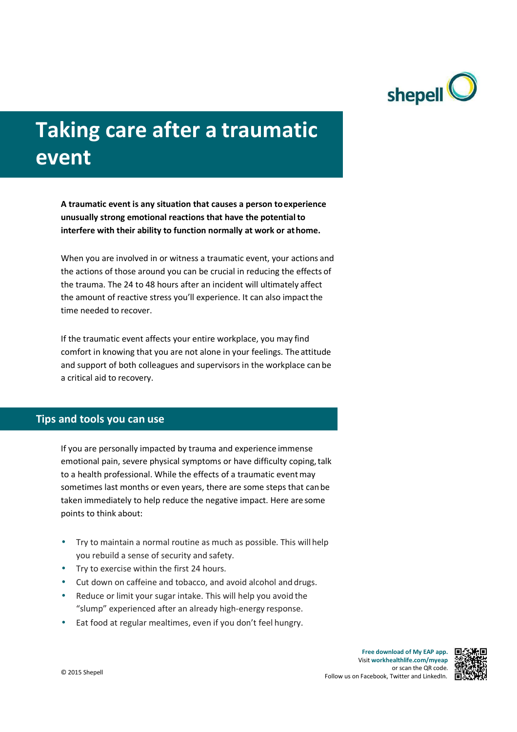# Taking care after a traumatic event

**A traumatic event is any situation that causes a person to experience unusually strong emotional reactions that have the potential to interfere with their ability to function normally at work or at home.**

When you are involved in or witness a traumatic event, your actions and the actions of those around you can be crucial in reducing the effects of the trauma. The 24 to 48 hours after an incident will ultimately affect the amount of reactive stress you'll experience. It can also impact the time needed to recover.

If the traumatic event affects your entire workplace, you may find comfort in knowing that you are not alone in your feelings. The attitude and support of both colleagues and supervisors in the workplace can be a critical aid to recovery.

## Tips and tools you can use

If you are personally impacted by trauma and experience immense emotional pain, severe physical symptoms or have difficulty coping, talk to a health professional. While the effects of a traumatic event may sometimes last months or even years, there are some steps that can be taken immediately to help reduce the negative impact. Here are some points to think about:

- Try to maintain a normal routine as much as possible. This will help you rebuild a sense of security and safety.
- Try to exercise within the first 24 hours.
- Cut down on caffeine and tobacco, and avoid alcohol and drugs.
- Reduce or limit your sugar intake. This will help you avoid the "slump" experienced after an already high-energy response.
- Eat food at regular mealtimes, even if you don't feel hungry.

© 2015 Shepell

**Free download of My EAP app.**
Visit **workhealthlife.com/myeap**
or scan the QR code.
Follow us on Facebook, Twitter and LinkedIn.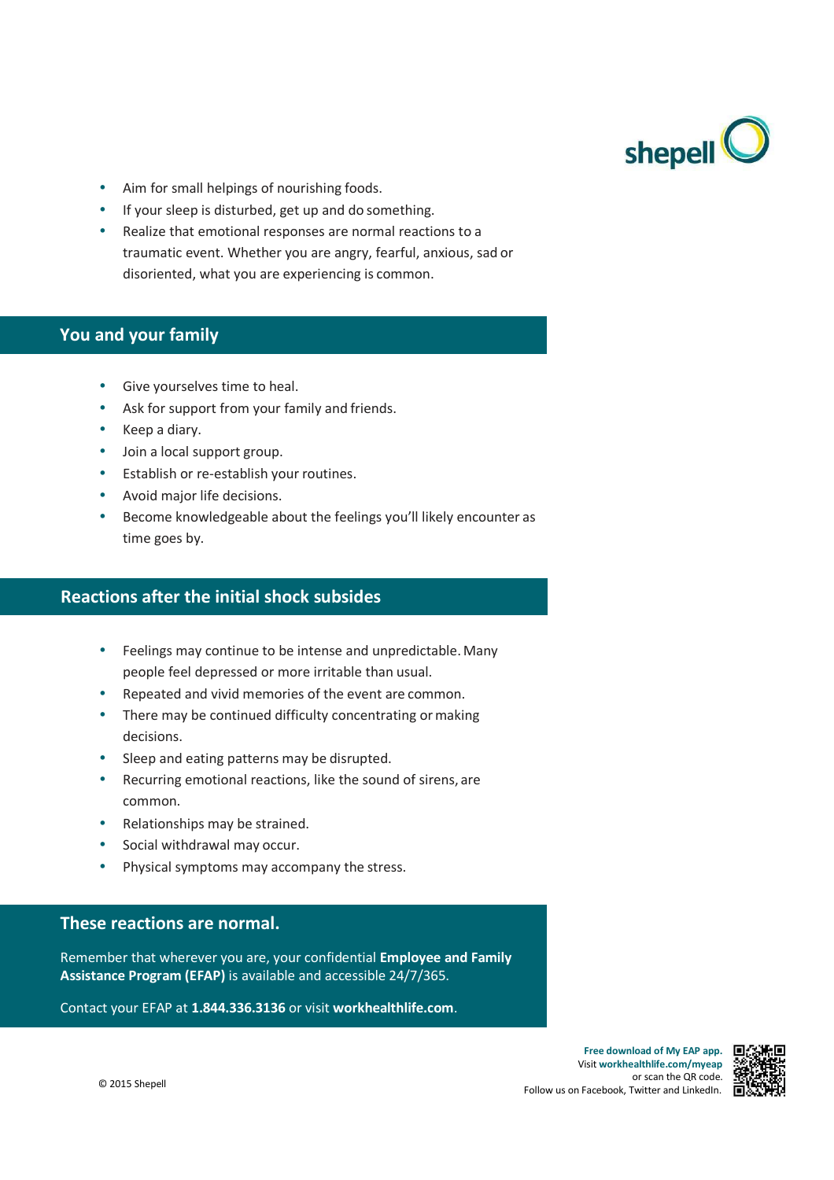- Aim for small helpings of nourishing foods.
- If your sleep is disturbed, get up and do something.
- Realize that emotional responses are normal reactions to a traumatic event. Whether you are angry, fearful, anxious, sad or disoriented, what you are experiencing is common.

## You and your family

- Give yourselves time to heal.
- Ask for support from your family and friends.
- Keep a diary.
- Join a local support group.
- Establish or re-establish your routines.
- Avoid major life decisions.
- Become knowledgeable about the feelings you'll likely encounter as time goes by.

## Reactions after the initial shock subsides

- Feelings may continue to be intense and unpredictable. Many people feel depressed or more irritable than usual.
- Repeated and vivid memories of the event are common.
- There may be continued difficulty concentrating or making decisions.
- Sleep and eating patterns may be disrupted.
- Recurring emotional reactions, like the sound of sirens, are common.
- Relationships may be strained.
- Social withdrawal may occur.
- Physical symptoms may accompany the stress.

## These reactions are normal.

Remember that wherever you are, your confidential **Employee and Family Assistance Program (EFAP)** is available and accessible 24/7/365.

Contact your EFAP at **1.844.336.3136** or visit **workhealthlife.com**.

© 2015 Shepell

**Free download of My EAP app.**
Visit **workhealthlife.com/myeap** or scan the QR code.
Follow us on Facebook, Twitter and LinkedIn.